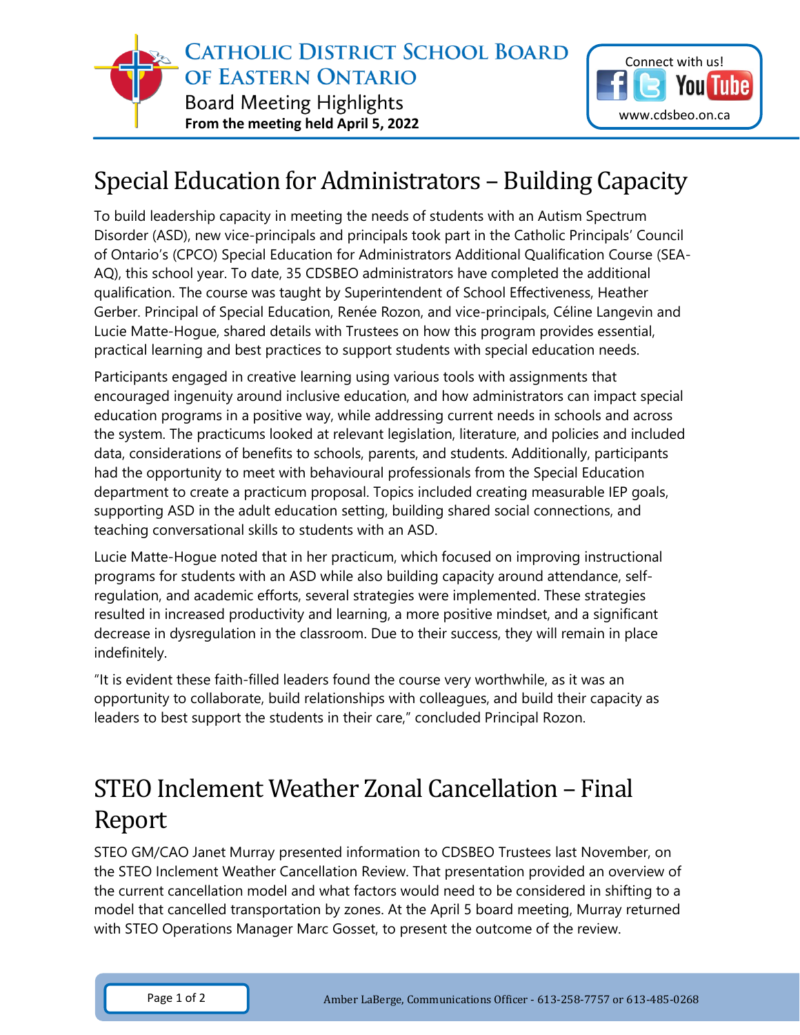# Catholic District School Board of Eastern Ontario

Board Meeting Highlights

**From the meeting held April 5, 2022**

Connect with us!

www.cdsbeo.on.ca

## Special Education for Administrators – Building Capacity

To build leadership capacity in meeting the needs of students with an Autism Spectrum Disorder (ASD), new vice-principals and principals took part in the Catholic Principals' Council of Ontario's (CPCO) Special Education for Administrators Additional Qualification Course (SEA-AQ), this school year. To date, 35 CDSBEO administrators have completed the additional qualification. The course was taught by Superintendent of School Effectiveness, Heather Gerber. Principal of Special Education, Renée Rozon, and vice-principals, Céline Langevin and Lucie Matte-Hogue, shared details with Trustees on how this program provides essential, practical learning and best practices to support students with special education needs.

Participants engaged in creative learning using various tools with assignments that encouraged ingenuity around inclusive education, and how administrators can impact special education programs in a positive way, while addressing current needs in schools and across the system. The practicums looked at relevant legislation, literature, and policies and included data, considerations of benefits to schools, parents, and students. Additionally, participants had the opportunity to meet with behavioural professionals from the Special Education department to create a practicum proposal. Topics included creating measurable IEP goals, supporting ASD in the adult education setting, building shared social connections, and teaching conversational skills to students with an ASD.

Lucie Matte-Hogue noted that in her practicum, which focused on improving instructional programs for students with an ASD while also building capacity around attendance, self-regulation, and academic efforts, several strategies were implemented. These strategies resulted in increased productivity and learning, a more positive mindset, and a significant decrease in dysregulation in the classroom. Due to their success, they will remain in place indefinitely.

"It is evident these faith-filled leaders found the course very worthwhile, as it was an opportunity to collaborate, build relationships with colleagues, and build their capacity as leaders to best support the students in their care," concluded Principal Rozon.

## STEO Inclement Weather Zonal Cancellation – Final Report

STEO GM/CAO Janet Murray presented information to CDSBEO Trustees last November, on the STEO Inclement Weather Cancellation Review. That presentation provided an overview of the current cancellation model and what factors would need to be considered in shifting to a model that cancelled transportation by zones. At the April 5 board meeting, Murray returned with STEO Operations Manager Marc Gosset, to present the outcome of the review.

Amber LaBerge, Communications Officer - 613-258-7757 or 613-485-0268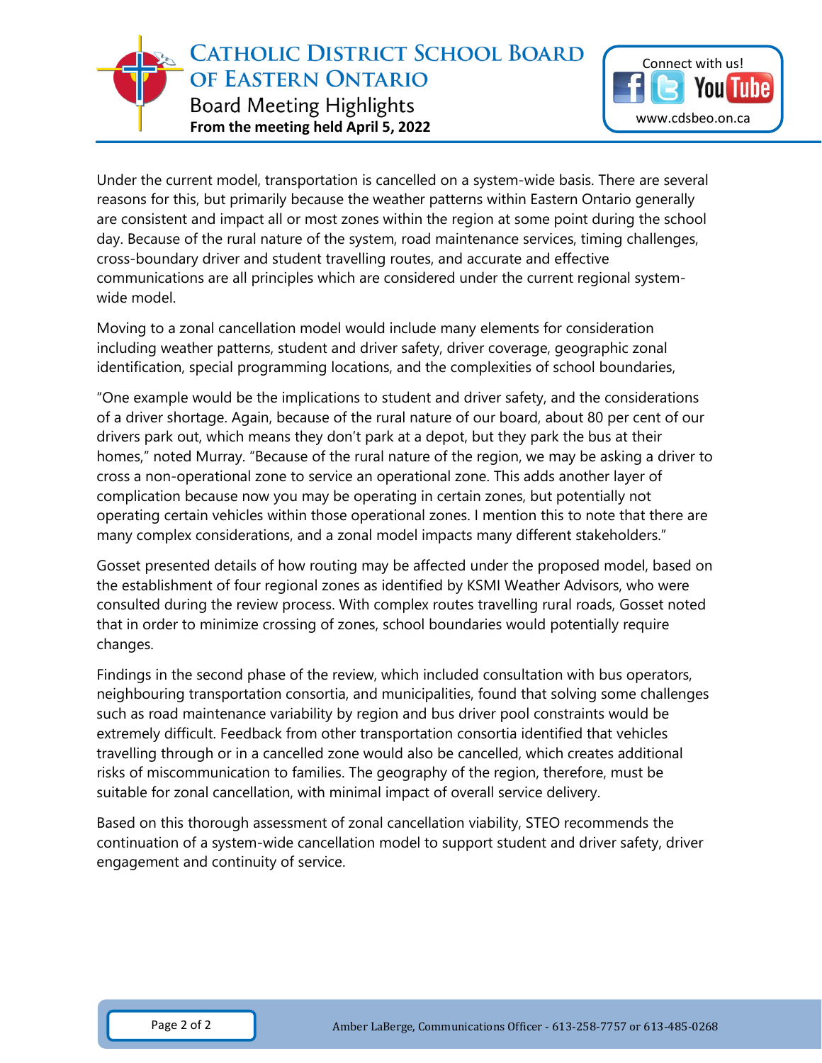Under the current model, transportation is cancelled on a system-wide basis. There are several reasons for this, but primarily because the weather patterns within Eastern Ontario generally are consistent and impact all or most zones within the region at some point during the school day. Because of the rural nature of the system, road maintenance services, timing challenges, cross-boundary driver and student travelling routes, and accurate and effective communications are all principles which are considered under the current regional system-wide model.

Moving to a zonal cancellation model would include many elements for consideration including weather patterns, student and driver safety, driver coverage, geographic zonal identification, special programming locations, and the complexities of school boundaries,

"One example would be the implications to student and driver safety, and the considerations of a driver shortage. Again, because of the rural nature of our board, about 80 per cent of our drivers park out, which means they don't park at a depot, but they park the bus at their homes," noted Murray. "Because of the rural nature of the region, we may be asking a driver to cross a non-operational zone to service an operational zone. This adds another layer of complication because now you may be operating in certain zones, but potentially not operating certain vehicles within those operational zones. I mention this to note that there are many complex considerations, and a zonal model impacts many different stakeholders."

Gosset presented details of how routing may be affected under the proposed model, based on the establishment of four regional zones as identified by KSMI Weather Advisors, who were consulted during the review process. With complex routes travelling rural roads, Gosset noted that in order to minimize crossing of zones, school boundaries would potentially require changes.

Findings in the second phase of the review, which included consultation with bus operators, neighbouring transportation consortia, and municipalities, found that solving some challenges such as road maintenance variability by region and bus driver pool constraints would be extremely difficult. Feedback from other transportation consortia identified that vehicles travelling through or in a cancelled zone would also be cancelled, which creates additional risks of miscommunication to families. The geography of the region, therefore, must be suitable for zonal cancellation, with minimal impact of overall service delivery.

Based on this thorough assessment of zonal cancellation viability, STEO recommends the continuation of a system-wide cancellation model to support student and driver safety, driver engagement and continuity of service.